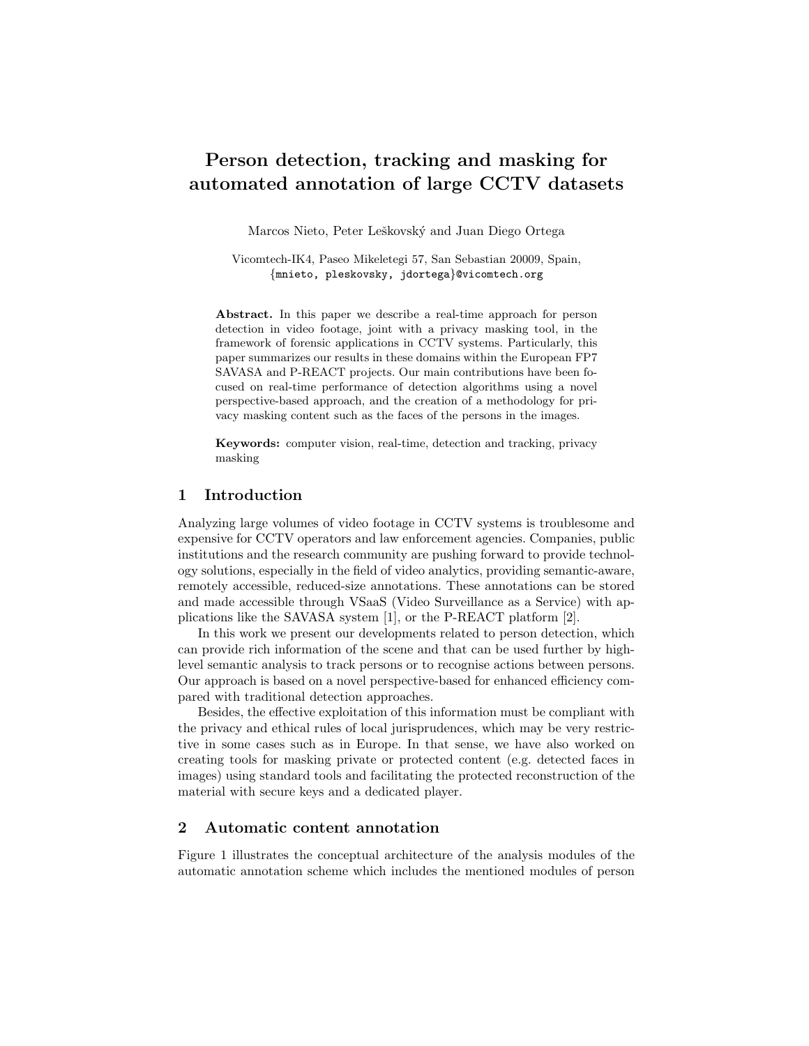# Person detection, tracking and masking for automated annotation of large CCTV datasets

Marcos Nieto, Peter Leškovský and Juan Diego Ortega

Vicomtech-IK4, Paseo Mikeletegi 57, San Sebastian 20009, Spain,
{mnieto, pleskovsky, jdortega}@vicomtech.org

**Abstract.** In this paper we describe a real-time approach for person detection in video footage, joint with a privacy masking tool, in the framework of forensic applications in CCTV systems. Particularly, this paper summarizes our results in these domains within the European FP7 SAVASA and P-REACT projects. Our main contributions have been focused on real-time performance of detection algorithms using a novel perspective-based approach, and the creation of a methodology for privacy masking content such as the faces of the persons in the images.

**Keywords:** computer vision, real-time, detection and tracking, privacy masking

## 1 Introduction

Analyzing large volumes of video footage in CCTV systems is troublesome and expensive for CCTV operators and law enforcement agencies. Companies, public institutions and the research community are pushing forward to provide technology solutions, especially in the field of video analytics, providing semantic-aware, remotely accessible, reduced-size annotations. These annotations can be stored and made accessible through VSaaS (Video Surveillance as a Service) with applications like the SAVASA system [1], or the P-REACT platform [2].

In this work we present our developments related to person detection, which can provide rich information of the scene and that can be used further by high-level semantic analysis to track persons or to recognise actions between persons. Our approach is based on a novel perspective-based for enhanced efficiency compared with traditional detection approaches.

Besides, the effective exploitation of this information must be compliant with the privacy and ethical rules of local jurisprudences, which may be very restrictive in some cases such as in Europe. In that sense, we have also worked on creating tools for masking private or protected content (e.g. detected faces in images) using standard tools and facilitating the protected reconstruction of the material with secure keys and a dedicated player.

## 2 Automatic content annotation

Figure 1 illustrates the conceptual architecture of the analysis modules of the automatic annotation scheme which includes the mentioned modules of person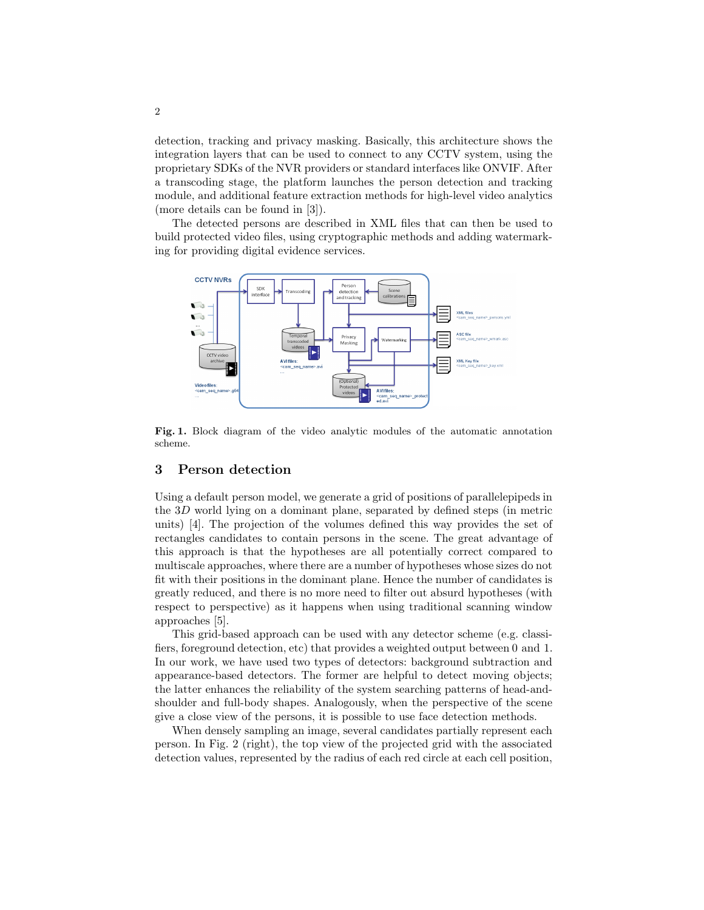detection, tracking and privacy masking. Basically, this architecture shows the integration layers that can be used to connect to any CCTV system, using the proprietary SDKs of the NVR providers or standard interfaces like ONVIF. After a transcoding stage, the platform launches the person detection and tracking module, and additional feature extraction methods for high-level video analytics (more details can be found in [3]).

The detected persons are described in XML files that can then be used to build protected video files, using cryptographic methods and adding watermarking for providing digital evidence services.

**Fig. 1.** Block diagram of the video analytic modules of the automatic annotation scheme.

## 3 Person detection

Using a default person model, we generate a grid of positions of parallelepipeds in the $3D$ world lying on a dominant plane, separated by defined steps (in metric units) [4]. The projection of the volumes defined this way provides the set of rectangles candidates to contain persons in the scene. The great advantage of this approach is that the hypotheses are all potentially correct compared to multiscale approaches, where there are a number of hypotheses whose sizes do not fit with their positions in the dominant plane. Hence the number of candidates is greatly reduced, and there is no more need to filter out absurd hypotheses (with respect to perspective) as it happens when using traditional scanning window approaches [5].

This grid-based approach can be used with any detector scheme (e.g. classifiers, foreground detection, etc) that provides a weighted output between 0 and 1. In our work, we have used two types of detectors: background subtraction and appearance-based detectors. The former are helpful to detect moving objects; the latter enhances the reliability of the system searching patterns of head-and-shoulder and full-body shapes. Analogously, when the perspective of the scene give a close view of the persons, it is possible to use face detection methods.

When densely sampling an image, several candidates partially represent each person. In Fig. 2 (right), the top view of the projected grid with the associated detection values, represented by the radius of each red circle at each cell position,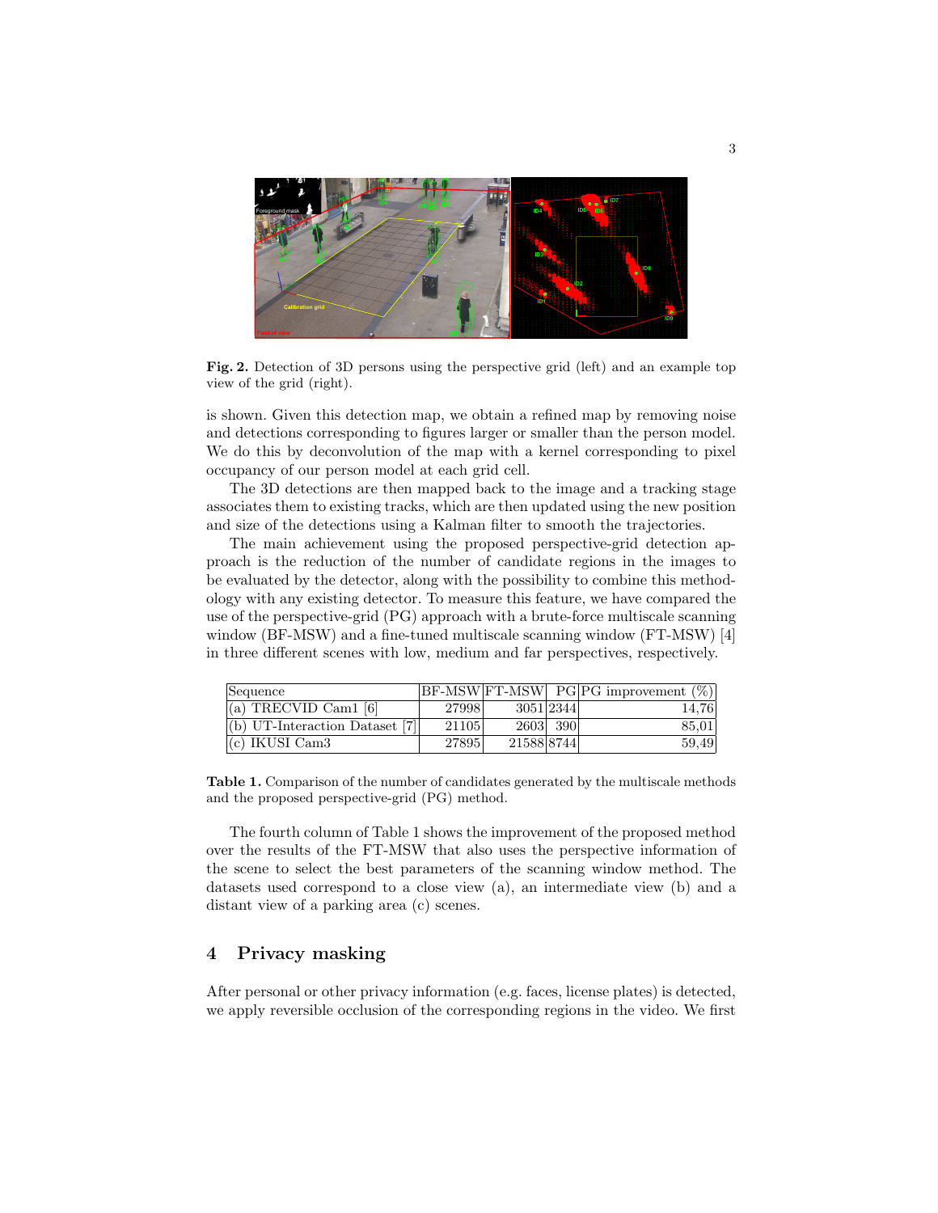**Fig. 2.** Detection of 3D persons using the perspective grid (left) and an example top view of the grid (right).

is shown. Given this detection map, we obtain a refined map by removing noise and detections corresponding to figures larger or smaller than the person model. We do this by deconvolution of the map with a kernel corresponding to pixel occupancy of our person model at each grid cell.

The 3D detections are then mapped back to the image and a tracking stage associates them to existing tracks, which are then updated using the new position and size of the detections using a Kalman filter to smooth the trajectories.

The main achievement using the proposed perspective-grid detection approach is the reduction of the number of candidate regions in the images to be evaluated by the detector, along with the possibility to combine this methodology with any existing detector. To measure this feature, we have compared the use of the perspective-grid (PG) approach with a brute-force multiscale scanning window (BF-MSW) and a fine-tuned multiscale scanning window (FT-MSW) [4] in three different scenes with low, medium and far perspectives, respectively.

| Sequence | BF-MSW | FT-MSW | PG | PG improvement (%) |
|---|---|---|---|---|
| (a) TRECVID Cam1 [6] | 27998 | 3051 | 2344 | 14,76 |
| (b) UT-Interaction Dataset [7] | 21105 | 2603 | 390 | 85,01 |
| (c) IKUSI Cam3 | 27895 | 21588 | 8744 | 59,49 |

**Table 1.** Comparison of the number of candidates generated by the multiscale methods and the proposed perspective-grid (PG) method.

The fourth column of Table 1 shows the improvement of the proposed method over the results of the FT-MSW that also uses the perspective information of the scene to select the best parameters of the scanning window method. The datasets used correspond to a close view (a), an intermediate view (b) and a distant view of a parking area (c) scenes.

## 4 Privacy masking

After personal or other privacy information (e.g. faces, license plates) is detected, we apply reversible occlusion of the corresponding regions in the video. We first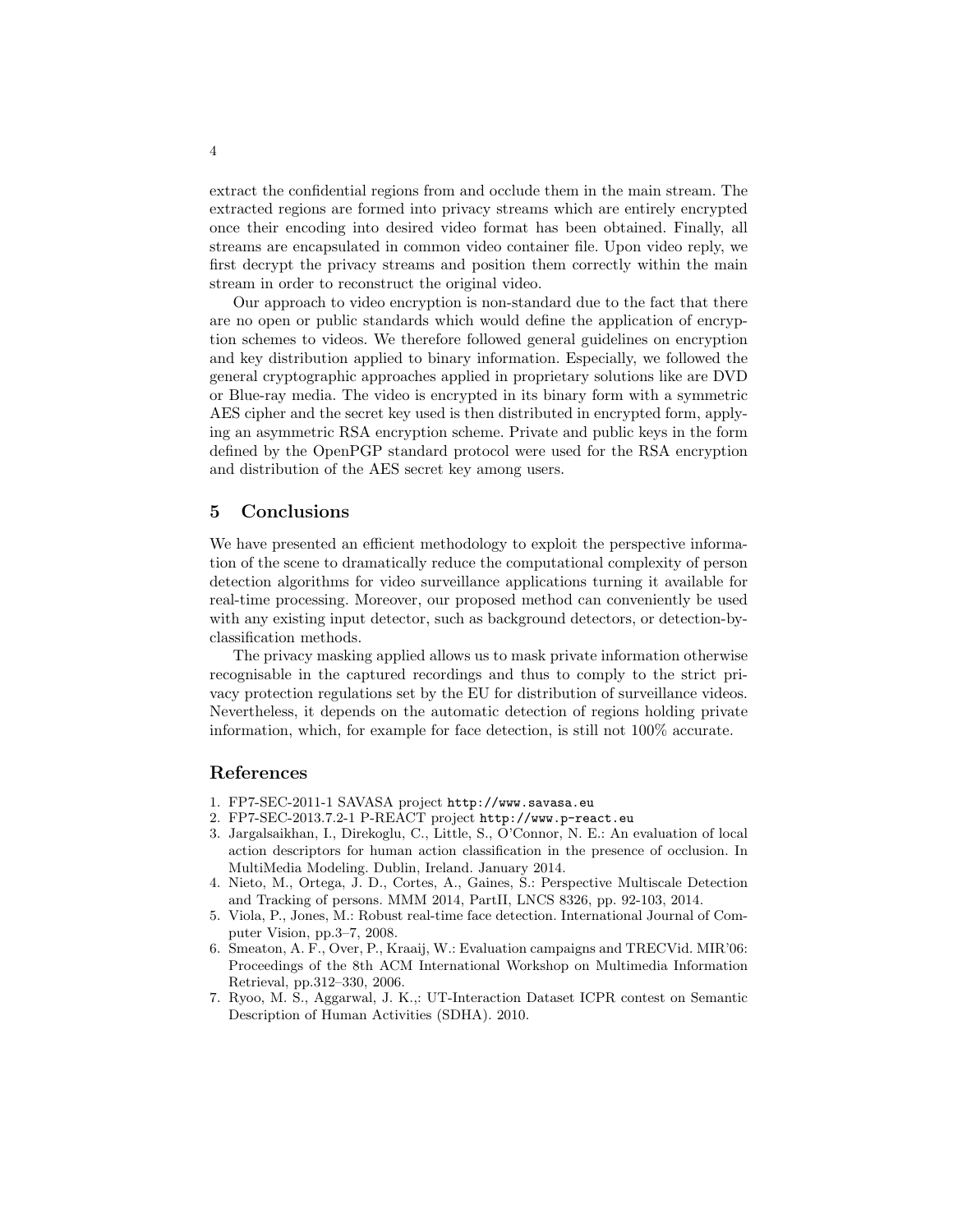extract the confidential regions from and occlude them in the main stream. The extracted regions are formed into privacy streams which are entirely encrypted once their encoding into desired video format has been obtained. Finally, all streams are encapsulated in common video container file. Upon video reply, we first decrypt the privacy streams and position them correctly within the main stream in order to reconstruct the original video.

Our approach to video encryption is non-standard due to the fact that there are no open or public standards which would define the application of encryption schemes to videos. We therefore followed general guidelines on encryption and key distribution applied to binary information. Especially, we followed the general cryptographic approaches applied in proprietary solutions like are DVD or Blue-ray media. The video is encrypted in its binary form with a symmetric AES cipher and the secret key used is then distributed in encrypted form, applying an asymmetric RSA encryption scheme. Private and public keys in the form defined by the OpenPGP standard protocol were used for the RSA encryption and distribution of the AES secret key among users.

## 5 Conclusions

We have presented an efficient methodology to exploit the perspective information of the scene to dramatically reduce the computational complexity of person detection algorithms for video surveillance applications turning it available for real-time processing. Moreover, our proposed method can conveniently be used with any existing input detector, such as background detectors, or detection-by-classification methods.

The privacy masking applied allows us to mask private information otherwise recognisable in the captured recordings and thus to comply to the strict privacy protection regulations set by the EU for distribution of surveillance videos. Nevertheless, it depends on the automatic detection of regions holding private information, which, for example for face detection, is still not 100% accurate.

## References

1. FP7-SEC-2011-1 SAVASA project `http://www.savasa.eu`
2. FP7-SEC-2013.7.2-1 P-REACT project `http://www.p-react.eu`
3. Jargalsaikhan, I., Direkoglu, C., Little, S., O'Connor, N. E.: An evaluation of local action descriptors for human action classification in the presence of occlusion. In MultiMedia Modeling. Dublin, Ireland. January 2014.
4. Nieto, M., Ortega, J. D., Cortes, A., Gaines, S.: Perspective Multiscale Detection and Tracking of persons. MMM 2014, PartII, LNCS 8326, pp. 92-103, 2014.
5. Viola, P., Jones, M.: Robust real-time face detection. International Journal of Computer Vision, pp.3–7, 2008.
6. Smeaton, A. F., Over, P., Kraaij, W.: Evaluation campaigns and TRECVid. MIR'06: Proceedings of the 8th ACM International Workshop on Multimedia Information Retrieval, pp.312–330, 2006.
7. Ryoo, M. S., Aggarwal, J. K.,: UT-Interaction Dataset ICPR contest on Semantic Description of Human Activities (SDHA). 2010.